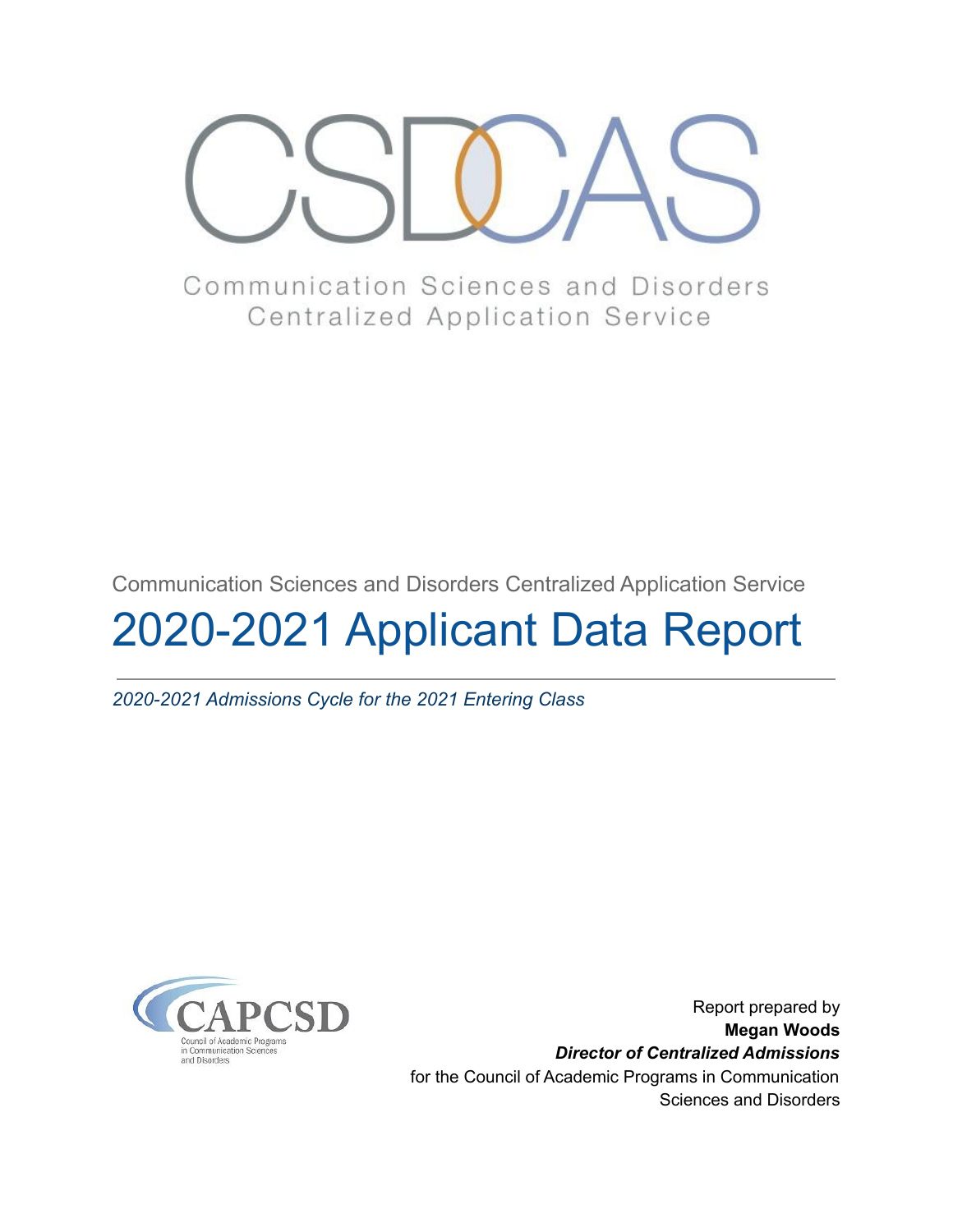CSDCAS

Communication Sciences and Disorders
Centralized Application Service

Communication Sciences and Disorders Centralized Application Service

# 2020-2021 Applicant Data Report

*2020-2021 Admissions Cycle for the 2021 Entering Class*

CAPCSD
Council of Academic Programs in Communication Sciences and Disorders

Report prepared by
**Megan Woods**
***Director of Centralized Admissions***
for the Council of Academic Programs in Communication Sciences and Disorders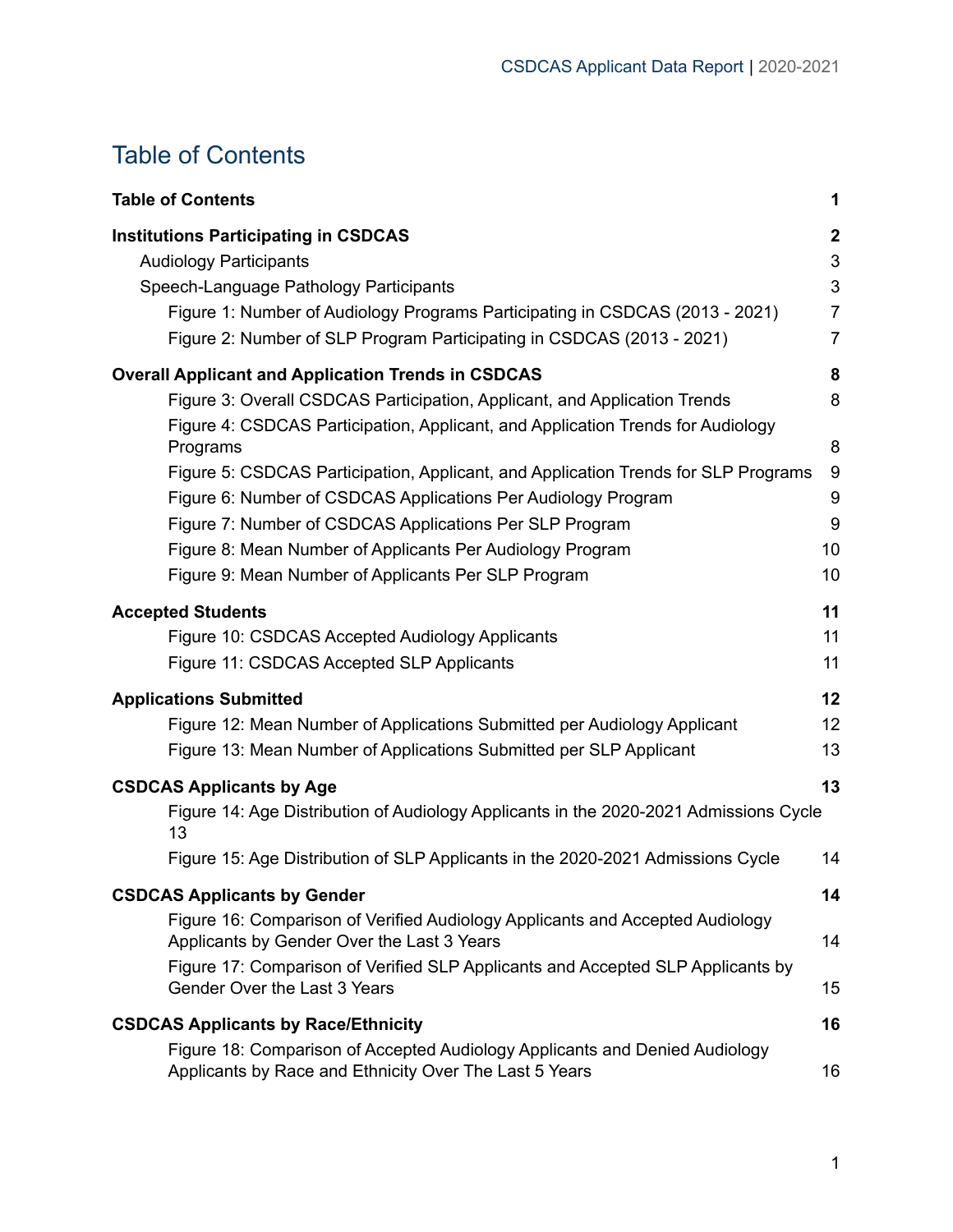# Table of Contents

| | |
|---|---|
| **Table of Contents** | **1** |
| **Institutions Participating in CSDCAS** | **2** |
| Audiology Participants | 3 |
| Speech-Language Pathology Participants | 3 |
| Figure 1: Number of Audiology Programs Participating in CSDCAS (2013 - 2021) | 7 |
| Figure 2: Number of SLP Program Participating in CSDCAS (2013 - 2021) | 7 |
| **Overall Applicant and Application Trends in CSDCAS** | **8** |
| Figure 3: Overall CSDCAS Participation, Applicant, and Application Trends | 8 |
| Figure 4: CSDCAS Participation, Applicant, and Application Trends for Audiology Programs | 8 |
| Figure 5: CSDCAS Participation, Applicant, and Application Trends for SLP Programs | 9 |
| Figure 6: Number of CSDCAS Applications Per Audiology Program | 9 |
| Figure 7: Number of CSDCAS Applications Per SLP Program | 9 |
| Figure 8: Mean Number of Applicants Per Audiology Program | 10 |
| Figure 9: Mean Number of Applicants Per SLP Program | 10 |
| **Accepted Students** | **11** |
| Figure 10: CSDCAS Accepted Audiology Applicants | 11 |
| Figure 11: CSDCAS Accepted SLP Applicants | 11 |
| **Applications Submitted** | **12** |
| Figure 12: Mean Number of Applications Submitted per Audiology Applicant | 12 |
| Figure 13: Mean Number of Applications Submitted per SLP Applicant | 13 |
| **CSDCAS Applicants by Age** | **13** |
| Figure 14: Age Distribution of Audiology Applicants in the 2020-2021 Admissions Cycle | 13 |
| Figure 15: Age Distribution of SLP Applicants in the 2020-2021 Admissions Cycle | 14 |
| **CSDCAS Applicants by Gender** | **14** |
| Figure 16: Comparison of Verified Audiology Applicants and Accepted Audiology Applicants by Gender Over the Last 3 Years | 14 |
| Figure 17: Comparison of Verified SLP Applicants and Accepted SLP Applicants by Gender Over the Last 3 Years | 15 |
| **CSDCAS Applicants by Race/Ethnicity** | **16** |
| Figure 18: Comparison of Accepted Audiology Applicants and Denied Audiology Applicants by Race and Ethnicity Over The Last 5 Years | 16 |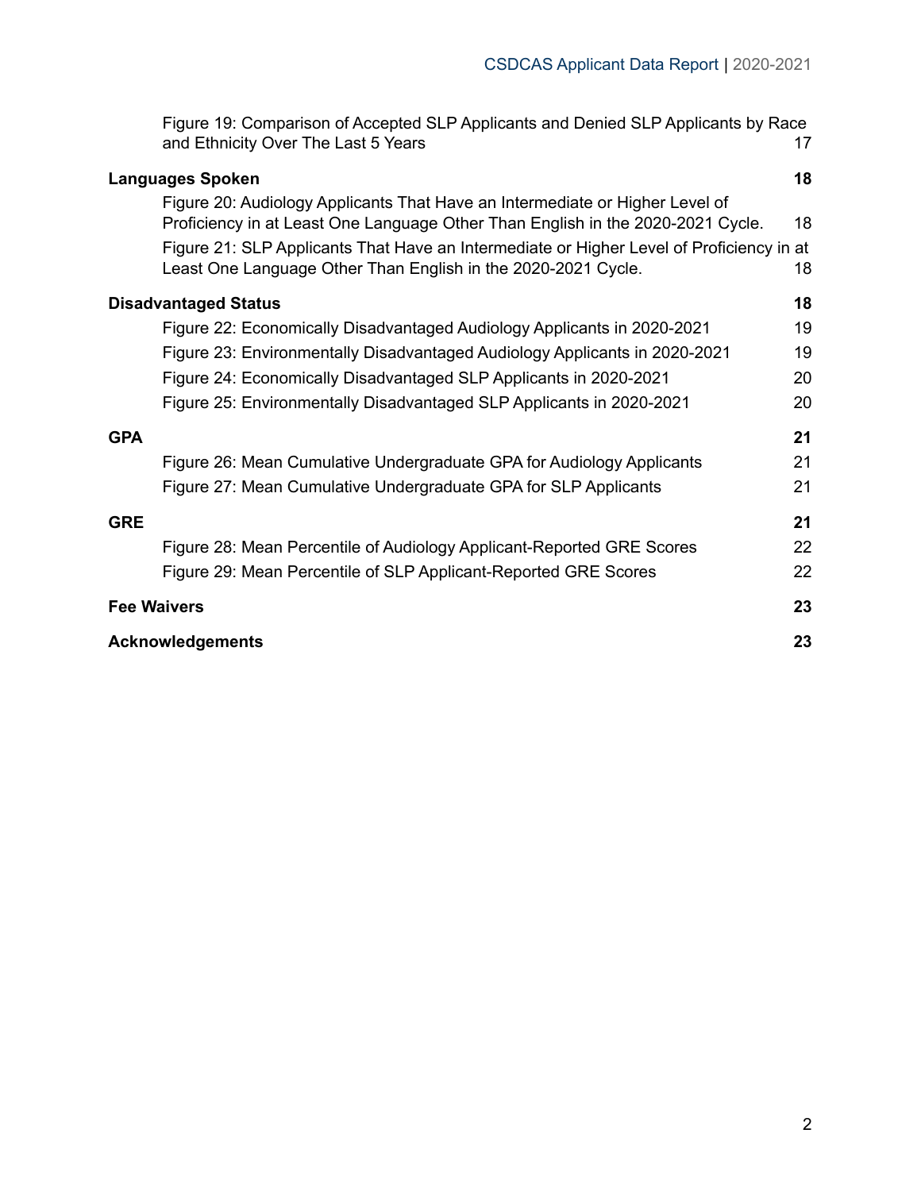Figure 19: Comparison of Accepted SLP Applicants and Denied SLP Applicants by Race and Ethnicity Over The Last 5 Years 17

**Languages Spoken** **18**

Figure 20: Audiology Applicants That Have an Intermediate or Higher Level of Proficiency in at Least One Language Other Than English in the 2020-2021 Cycle. 18

Figure 21: SLP Applicants That Have an Intermediate or Higher Level of Proficiency in at Least One Language Other Than English in the 2020-2021 Cycle. 18

**Disadvantaged Status** **18**

Figure 22: Economically Disadvantaged Audiology Applicants in 2020-2021 19

Figure 23: Environmentally Disadvantaged Audiology Applicants in 2020-2021 19

Figure 24: Economically Disadvantaged SLP Applicants in 2020-2021 20

Figure 25: Environmentally Disadvantaged SLP Applicants in 2020-2021 20

**GPA** **21**

Figure 26: Mean Cumulative Undergraduate GPA for Audiology Applicants 21

Figure 27: Mean Cumulative Undergraduate GPA for SLP Applicants 21

**GRE** **21**

Figure 28: Mean Percentile of Audiology Applicant-Reported GRE Scores 22

Figure 29: Mean Percentile of SLP Applicant-Reported GRE Scores 22

**Fee Waivers** **23**

**Acknowledgements** **23**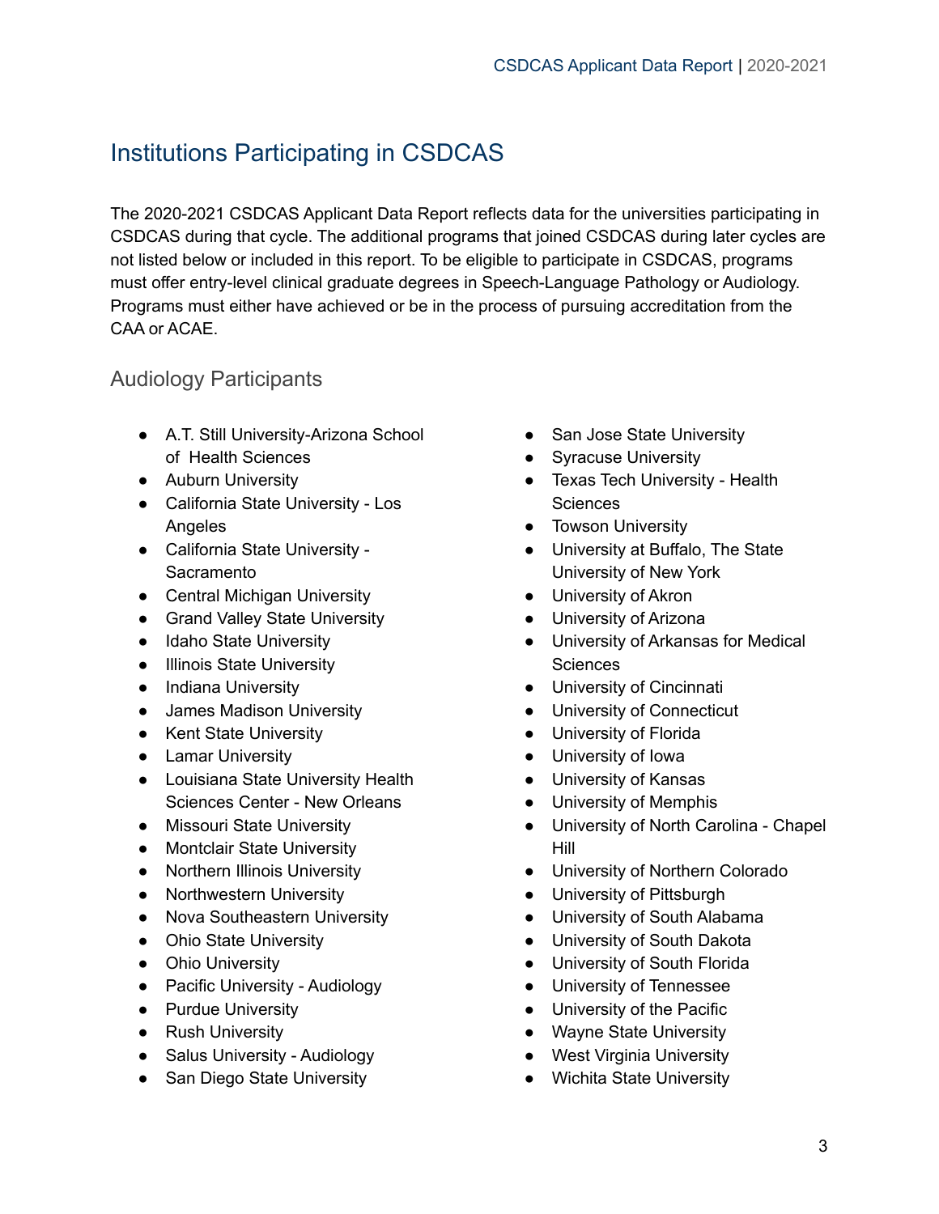# Institutions Participating in CSDCAS

The 2020-2021 CSDCAS Applicant Data Report reflects data for the universities participating in CSDCAS during that cycle. The additional programs that joined CSDCAS during later cycles are not listed below or included in this report. To be eligible to participate in CSDCAS, programs must offer entry-level clinical graduate degrees in Speech-Language Pathology or Audiology. Programs must either have achieved or be in the process of pursuing accreditation from the CAA or ACAE.

## Audiology Participants

- A.T. Still University-Arizona School of Health Sciences
- Auburn University
- California State University - Los Angeles
- California State University - Sacramento
- Central Michigan University
- Grand Valley State University
- Idaho State University
- Illinois State University
- Indiana University
- James Madison University
- Kent State University
- Lamar University
- Louisiana State University Health Sciences Center - New Orleans
- Missouri State University
- Montclair State University
- Northern Illinois University
- Northwestern University
- Nova Southeastern University
- Ohio State University
- Ohio University
- Pacific University - Audiology
- Purdue University
- Rush University
- Salus University - Audiology
- San Diego State University
- San Jose State University
- Syracuse University
- Texas Tech University - Health Sciences
- Towson University
- University at Buffalo, The State University of New York
- University of Akron
- University of Arizona
- University of Arkansas for Medical Sciences
- University of Cincinnati
- University of Connecticut
- University of Florida
- University of Iowa
- University of Kansas
- University of Memphis
- University of North Carolina - Chapel Hill
- University of Northern Colorado
- University of Pittsburgh
- University of South Alabama
- University of South Dakota
- University of South Florida
- University of Tennessee
- University of the Pacific
- Wayne State University
- West Virginia University
- Wichita State University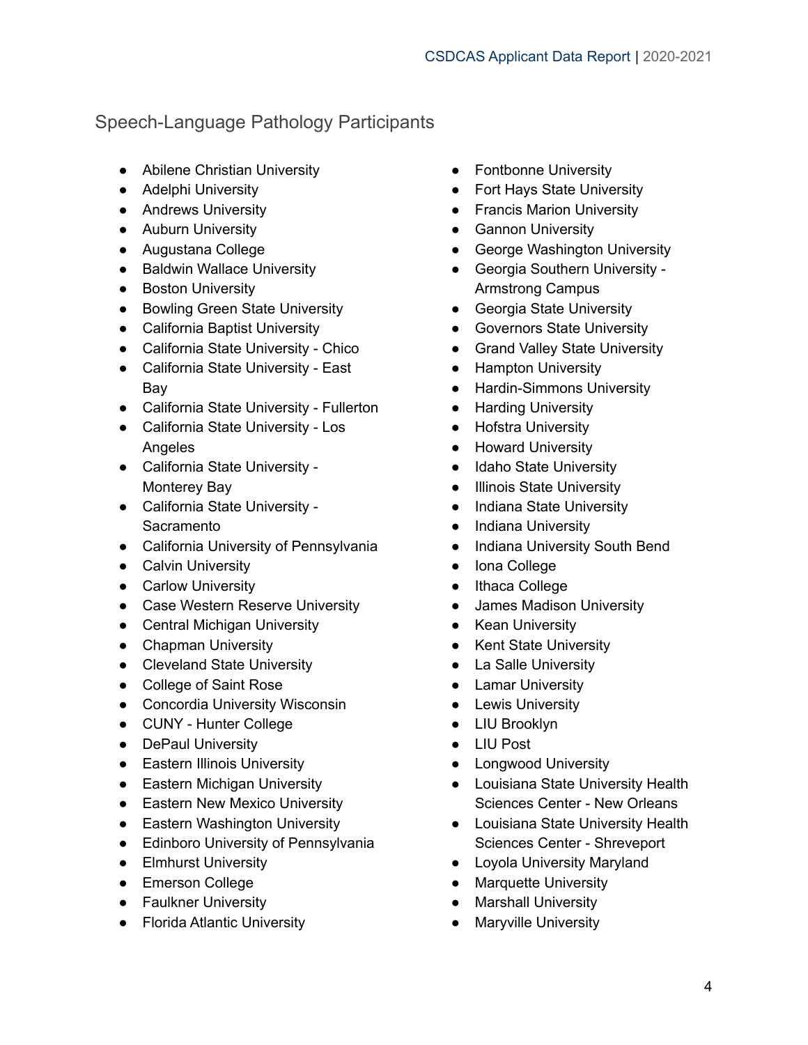## Speech-Language Pathology Participants

- Abilene Christian University
- Adelphi University
- Andrews University
- Auburn University
- Augustana College
- Baldwin Wallace University
- Boston University
- Bowling Green State University
- California Baptist University
- California State University - Chico
- California State University - East Bay
- California State University - Fullerton
- California State University - Los Angeles
- California State University - Monterey Bay
- California State University - Sacramento
- California University of Pennsylvania
- Calvin University
- Carlow University
- Case Western Reserve University
- Central Michigan University
- Chapman University
- Cleveland State University
- College of Saint Rose
- Concordia University Wisconsin
- CUNY - Hunter College
- DePaul University
- Eastern Illinois University
- Eastern Michigan University
- Eastern New Mexico University
- Eastern Washington University
- Edinboro University of Pennsylvania
- Elmhurst University
- Emerson College
- Faulkner University
- Florida Atlantic University
- Fontbonne University
- Fort Hays State University
- Francis Marion University
- Gannon University
- George Washington University
- Georgia Southern University - Armstrong Campus
- Georgia State University
- Governors State University
- Grand Valley State University
- Hampton University
- Hardin-Simmons University
- Harding University
- Hofstra University
- Howard University
- Idaho State University
- Illinois State University
- Indiana State University
- Indiana University
- Indiana University South Bend
- Iona College
- Ithaca College
- James Madison University
- Kean University
- Kent State University
- La Salle University
- Lamar University
- Lewis University
- LIU Brooklyn
- LIU Post
- Longwood University
- Louisiana State University Health Sciences Center - New Orleans
- Louisiana State University Health Sciences Center - Shreveport
- Loyola University Maryland
- Marquette University
- Marshall University
- Maryville University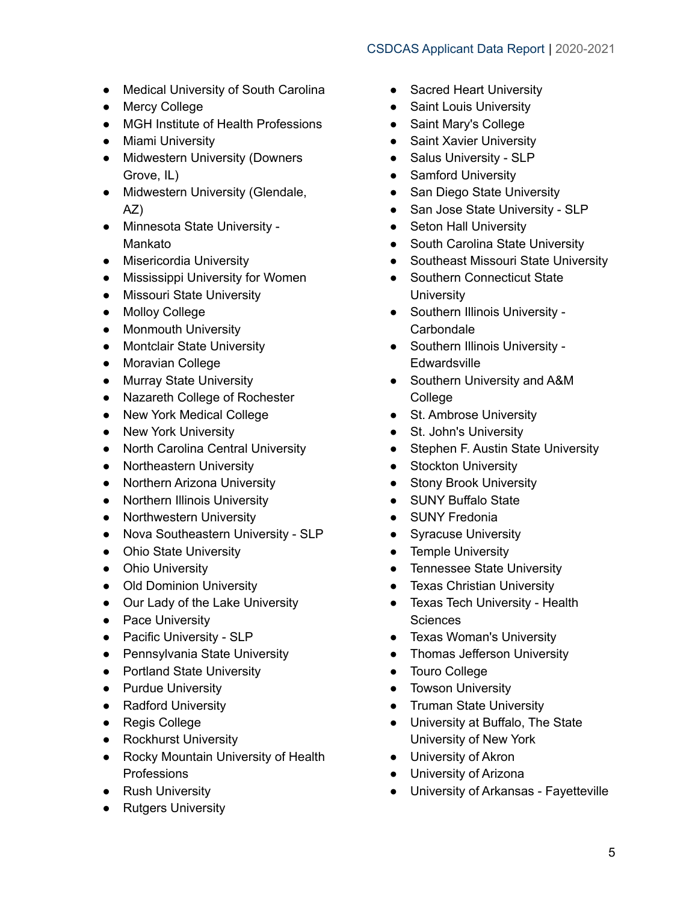- Medical University of South Carolina
- Mercy College
- MGH Institute of Health Professions
- Miami University
- Midwestern University (Downers Grove, IL)
- Midwestern University (Glendale, AZ)
- Minnesota State University - Mankato
- Misericordia University
- Mississippi University for Women
- Missouri State University
- Molloy College
- Monmouth University
- Montclair State University
- Moravian College
- Murray State University
- Nazareth College of Rochester
- New York Medical College
- New York University
- North Carolina Central University
- Northeastern University
- Northern Arizona University
- Northern Illinois University
- Northwestern University
- Nova Southeastern University - SLP
- Ohio State University
- Ohio University
- Old Dominion University
- Our Lady of the Lake University
- Pace University
- Pacific University - SLP
- Pennsylvania State University
- Portland State University
- Purdue University
- Radford University
- Regis College
- Rockhurst University
- Rocky Mountain University of Health Professions
- Rush University
- Rutgers University
- Sacred Heart University
- Saint Louis University
- Saint Mary's College
- Saint Xavier University
- Salus University - SLP
- Samford University
- San Diego State University
- San Jose State University - SLP
- Seton Hall University
- South Carolina State University
- Southeast Missouri State University
- Southern Connecticut State University
- Southern Illinois University - Carbondale
- Southern Illinois University - Edwardsville
- Southern University and A&M College
- St. Ambrose University
- St. John's University
- Stephen F. Austin State University
- Stockton University
- Stony Brook University
- SUNY Buffalo State
- SUNY Fredonia
- Syracuse University
- Temple University
- Tennessee State University
- Texas Christian University
- Texas Tech University - Health Sciences
- Texas Woman's University
- Thomas Jefferson University
- Touro College
- Towson University
- Truman State University
- University at Buffalo, The State University of New York
- University of Akron
- University of Arizona
- University of Arkansas - Fayetteville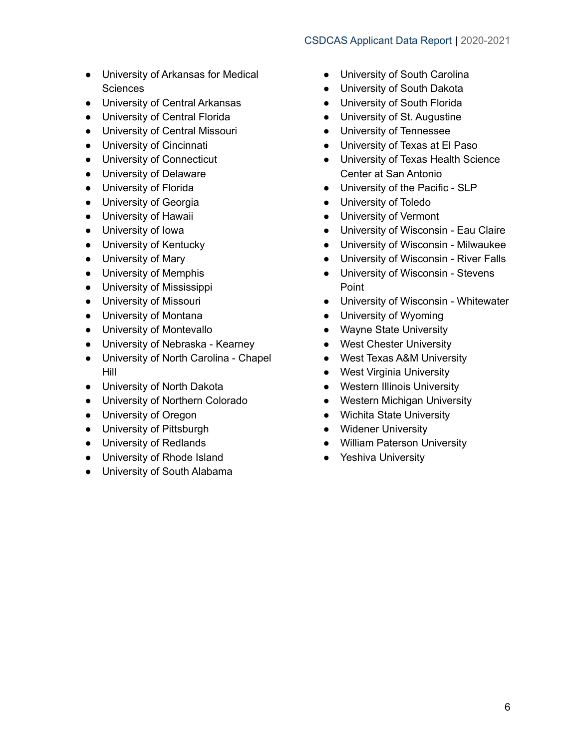- University of Arkansas for Medical Sciences
- University of Central Arkansas
- University of Central Florida
- University of Central Missouri
- University of Cincinnati
- University of Connecticut
- University of Delaware
- University of Florida
- University of Georgia
- University of Hawaii
- University of Iowa
- University of Kentucky
- University of Mary
- University of Memphis
- University of Mississippi
- University of Missouri
- University of Montana
- University of Montevallo
- University of Nebraska - Kearney
- University of North Carolina - Chapel Hill
- University of North Dakota
- University of Northern Colorado
- University of Oregon
- University of Pittsburgh
- University of Redlands
- University of Rhode Island
- University of South Alabama
- University of South Carolina
- University of South Dakota
- University of South Florida
- University of St. Augustine
- University of Tennessee
- University of Texas at El Paso
- University of Texas Health Science Center at San Antonio
- University of the Pacific - SLP
- University of Toledo
- University of Vermont
- University of Wisconsin - Eau Claire
- University of Wisconsin - Milwaukee
- University of Wisconsin - River Falls
- University of Wisconsin - Stevens Point
- University of Wisconsin - Whitewater
- University of Wyoming
- Wayne State University
- West Chester University
- West Texas A&M University
- West Virginia University
- Western Illinois University
- Western Michigan University
- Wichita State University
- Widener University
- William Paterson University
- Yeshiva University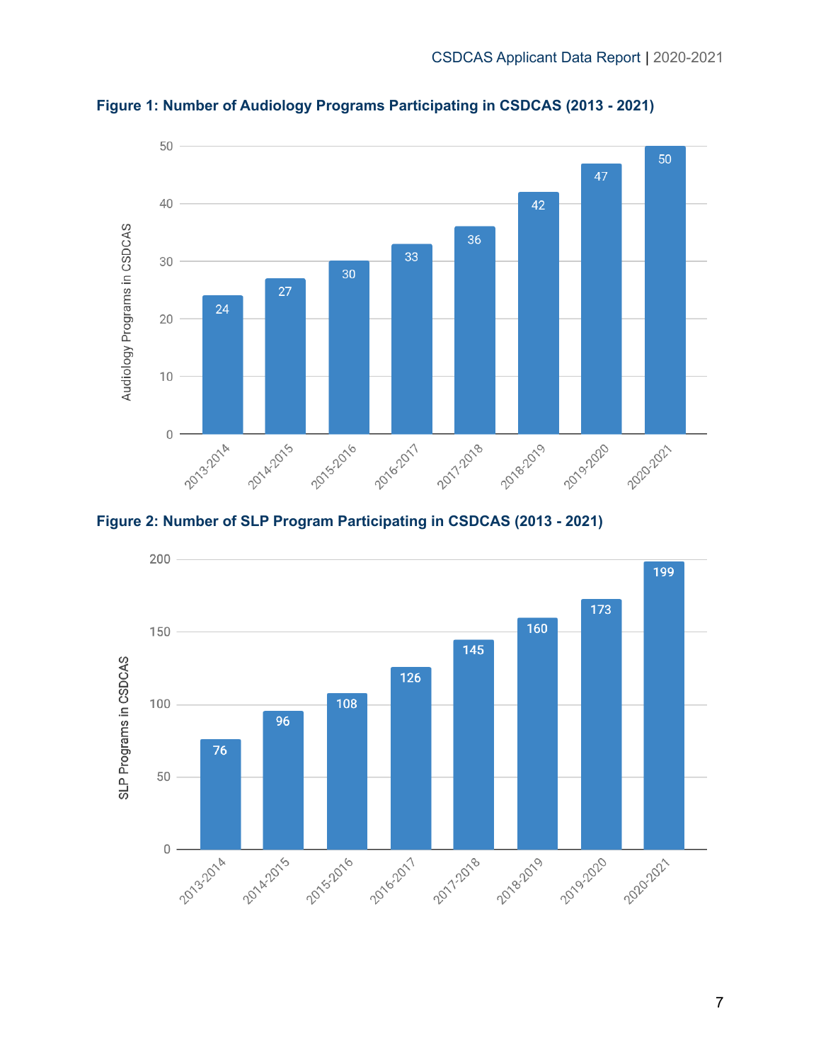**Figure 1: Number of Audiology Programs Participating in CSDCAS (2013 - 2021)**

| Year | Audiology Programs in CSDCAS |
| --- | --- |
| 2013-2014 | 24 |
| 2014-2015 | 27 |
| 2015-2016 | 30 |
| 2016-2017 | 33 |
| 2017-2018 | 36 |
| 2018-2019 | 42 |
| 2019-2020 | 47 |
| 2020-2021 | 50 |

**Figure 2: Number of SLP Program Participating in CSDCAS (2013 - 2021)**

| Year | SLP Programs in CSDCAS |
| --- | --- |
| 2013-2014 | 76 |
| 2014-2015 | 96 |
| 2015-2016 | 108 |
| 2016-2017 | 126 |
| 2017-2018 | 145 |
| 2018-2019 | 160 |
| 2019-2020 | 173 |
| 2020-2021 | 199 |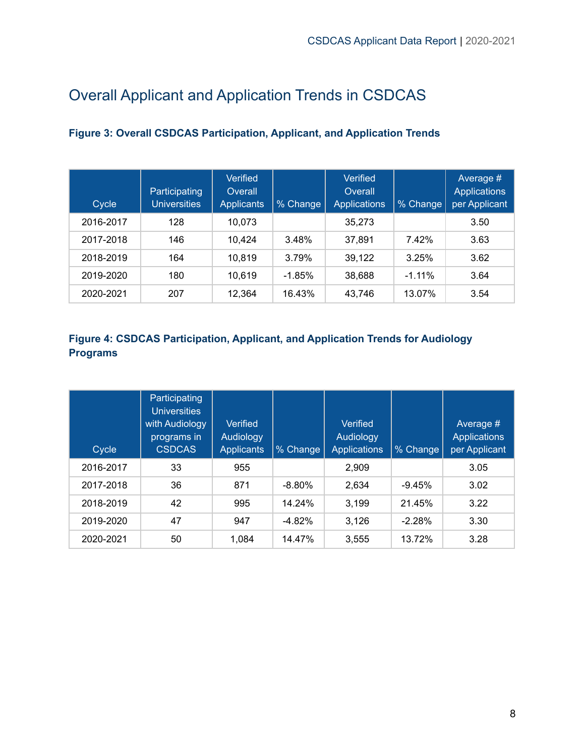## Overall Applicant and Application Trends in CSDCAS

**Figure 3: Overall CSDCAS Participation, Applicant, and Application Trends**

| Cycle | Participating Universities | Verified Overall Applicants | % Change | Verified Overall Applications | % Change | Average # Applications per Applicant |
|---|---|---|---|---|---|---|
| 2016-2017 | 128 | 10,073 | | 35,273 | | 3.50 |
| 2017-2018 | 146 | 10,424 | 3.48% | 37,891 | 7.42% | 3.63 |
| 2018-2019 | 164 | 10,819 | 3.79% | 39,122 | 3.25% | 3.62 |
| 2019-2020 | 180 | 10,619 | -1.85% | 38,688 | -1.11% | 3.64 |
| 2020-2021 | 207 | 12,364 | 16.43% | 43,746 | 13.07% | 3.54 |

**Figure 4: CSDCAS Participation, Applicant, and Application Trends for Audiology Programs**

| Cycle | Participating Universities with Audiology programs in CSDCAS | Verified Audiology Applicants | % Change | Verified Audiology Applications | % Change | Average # Applications per Applicant |
|---|---|---|---|---|---|---|
| 2016-2017 | 33 | 955 | | 2,909 | | 3.05 |
| 2017-2018 | 36 | 871 | -8.80% | 2,634 | -9.45% | 3.02 |
| 2018-2019 | 42 | 995 | 14.24% | 3,199 | 21.45% | 3.22 |
| 2019-2020 | 47 | 947 | -4.82% | 3,126 | -2.28% | 3.30 |
| 2020-2021 | 50 | 1,084 | 14.47% | 3,555 | 13.72% | 3.28 |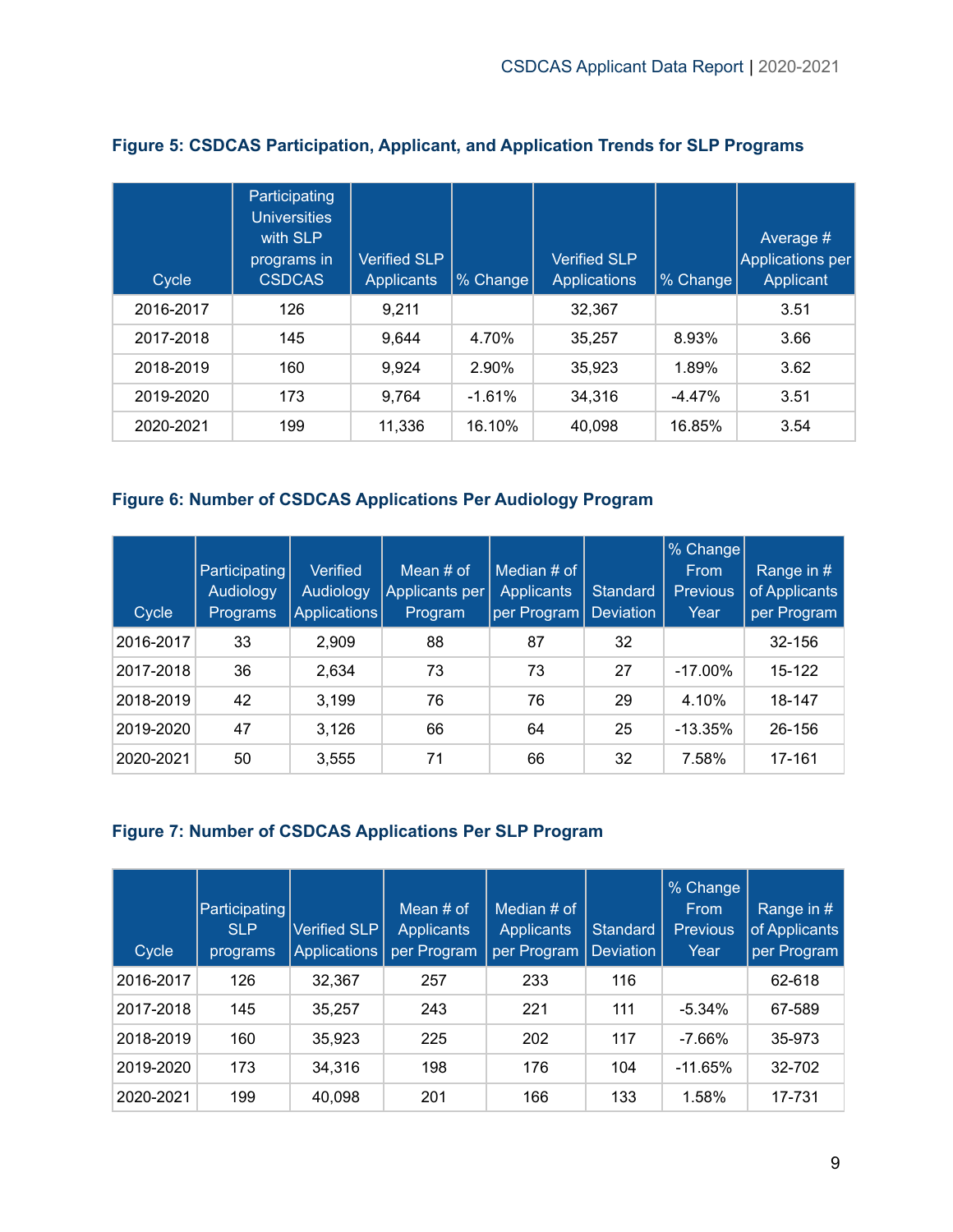**Figure 5: CSDCAS Participation, Applicant, and Application Trends for SLP Programs**

| Cycle | Participating Universities with SLP programs in CSDCAS | Verified SLP Applicants | % Change | Verified SLP Applications | % Change | Average # Applications per Applicant |
|---|---|---|---|---|---|---|
| 2016-2017 | 126 | 9,211 | | 32,367 | | 3.51 |
| 2017-2018 | 145 | 9,644 | 4.70% | 35,257 | 8.93% | 3.66 |
| 2018-2019 | 160 | 9,924 | 2.90% | 35,923 | 1.89% | 3.62 |
| 2019-2020 | 173 | 9,764 | -1.61% | 34,316 | -4.47% | 3.51 |
| 2020-2021 | 199 | 11,336 | 16.10% | 40,098 | 16.85% | 3.54 |

**Figure 6: Number of CSDCAS Applications Per Audiology Program**

| Cycle | Participating Audiology Programs | Verified Audiology Applications | Mean # of Applicants per Program | Median # of Applicants per Program | Standard Deviation | % Change From Previous Year | Range in # of Applicants per Program |
|---|---|---|---|---|---|---|---|
| 2016-2017 | 33 | 2,909 | 88 | 87 | 32 | | 32-156 |
| 2017-2018 | 36 | 2,634 | 73 | 73 | 27 | -17.00% | 15-122 |
| 2018-2019 | 42 | 3,199 | 76 | 76 | 29 | 4.10% | 18-147 |
| 2019-2020 | 47 | 3,126 | 66 | 64 | 25 | -13.35% | 26-156 |
| 2020-2021 | 50 | 3,555 | 71 | 66 | 32 | 7.58% | 17-161 |

**Figure 7: Number of CSDCAS Applications Per SLP Program**

| Cycle | Participating SLP programs | Verified SLP Applications | Mean # of Applicants per Program | Median # of Applicants per Program | Standard Deviation | % Change From Previous Year | Range in # of Applicants per Program |
|---|---|---|---|---|---|---|---|
| 2016-2017 | 126 | 32,367 | 257 | 233 | 116 | | 62-618 |
| 2017-2018 | 145 | 35,257 | 243 | 221 | 111 | -5.34% | 67-589 |
| 2018-2019 | 160 | 35,923 | 225 | 202 | 117 | -7.66% | 35-973 |
| 2019-2020 | 173 | 34,316 | 198 | 176 | 104 | -11.65% | 32-702 |
| 2020-2021 | 199 | 40,098 | 201 | 166 | 133 | 1.58% | 17-731 |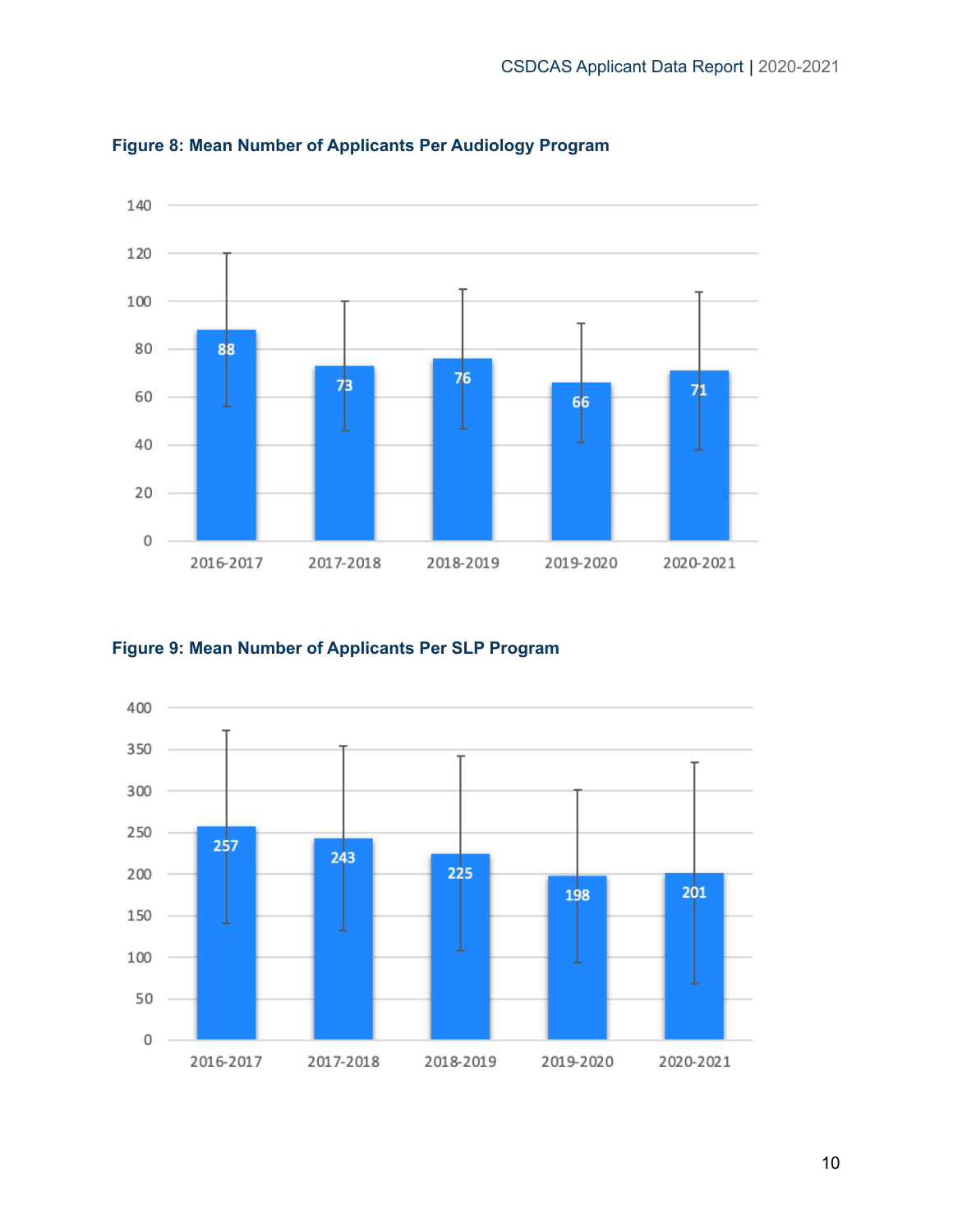**Figure 8: Mean Number of Applicants Per Audiology Program**

| Year | Mean |
|---|---|
| 2016-2017 | 88 |
| 2017-2018 | 73 |
| 2018-2019 | 76 |
| 2019-2020 | 66 |
| 2020-2021 | 71 |

**Figure 9: Mean Number of Applicants Per SLP Program**

| Year | Mean |
|---|---|
| 2016-2017 | 257 |
| 2017-2018 | 243 |
| 2018-2019 | 225 |
| 2019-2020 | 198 |
| 2020-2021 | 201 |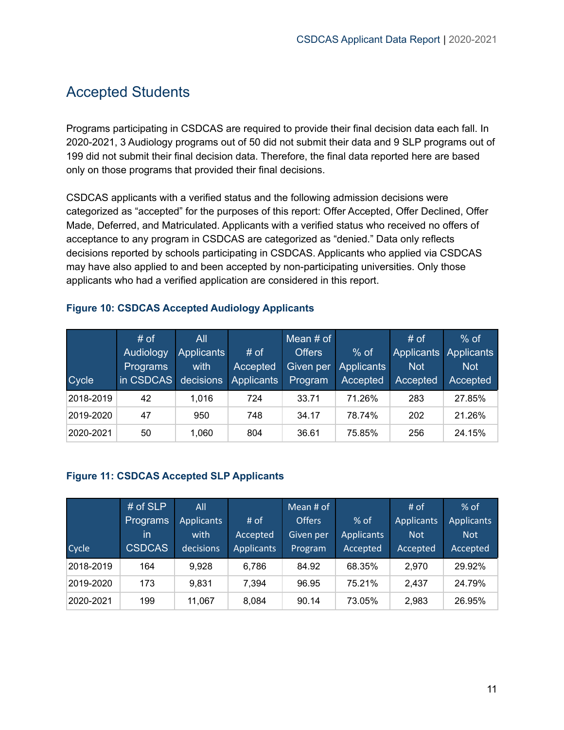# Accepted Students

Programs participating in CSDCAS are required to provide their final decision data each fall. In 2020-2021, 3 Audiology programs out of 50 did not submit their data and 9 SLP programs out of 199 did not submit their final decision data. Therefore, the final data reported here are based only on those programs that provided their final decisions.

CSDCAS applicants with a verified status and the following admission decisions were categorized as "accepted" for the purposes of this report: Offer Accepted, Offer Declined, Offer Made, Deferred, and Matriculated. Applicants with a verified status who received no offers of acceptance to any program in CSDCAS are categorized as "denied." Data only reflects decisions reported by schools participating in CSDCAS. Applicants who applied via CSDCAS may have also applied to and been accepted by non-participating universities. Only those applicants who had a verified application are considered in this report.

**Figure 10: CSDCAS Accepted Audiology Applicants**

| Cycle | # of Audiology Programs in CSDCAS | All Applicants with decisions | # of Accepted Applicants | Mean # of Offers Given per Program | % of Applicants Accepted | # of Applicants Not Accepted | % of Applicants Not Accepted |
|---|---|---|---|---|---|---|---|
| 2018-2019 | 42 | 1,016 | 724 | 33.71 | 71.26% | 283 | 27.85% |
| 2019-2020 | 47 | 950 | 748 | 34.17 | 78.74% | 202 | 21.26% |
| 2020-2021 | 50 | 1,060 | 804 | 36.61 | 75.85% | 256 | 24.15% |

**Figure 11: CSDCAS Accepted SLP Applicants**

| Cycle | # of SLP Programs in CSDCAS | All Applicants with decisions | # of Accepted Applicants | Mean # of Offers Given per Program | % of Applicants Accepted | # of Applicants Not Accepted | % of Applicants Not Accepted |
|---|---|---|---|---|---|---|---|
| 2018-2019 | 164 | 9,928 | 6,786 | 84.92 | 68.35% | 2,970 | 29.92% |
| 2019-2020 | 173 | 9,831 | 7,394 | 96.95 | 75.21% | 2,437 | 24.79% |
| 2020-2021 | 199 | 11,067 | 8,084 | 90.14 | 73.05% | 2,983 | 26.95% |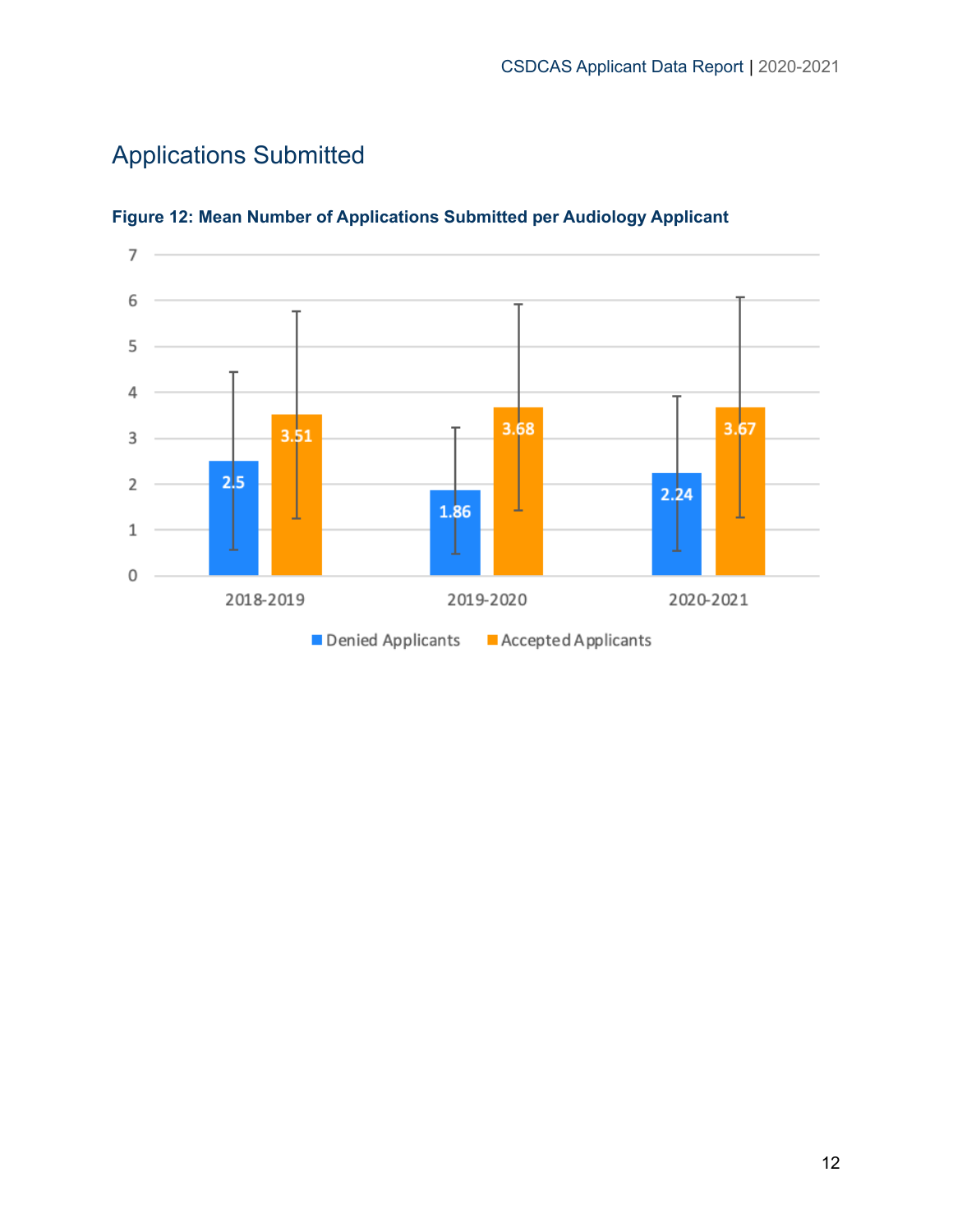# Applications Submitted

**Figure 12: Mean Number of Applications Submitted per Audiology Applicant**

| | Denied Applicants | Accepted Applicants |
|---|---|---|
| 2018-2019 | 2.5 | 3.51 |
| 2019-2020 | 1.86 | 3.68 |
| 2020-2021 | 2.24 | 3.67 |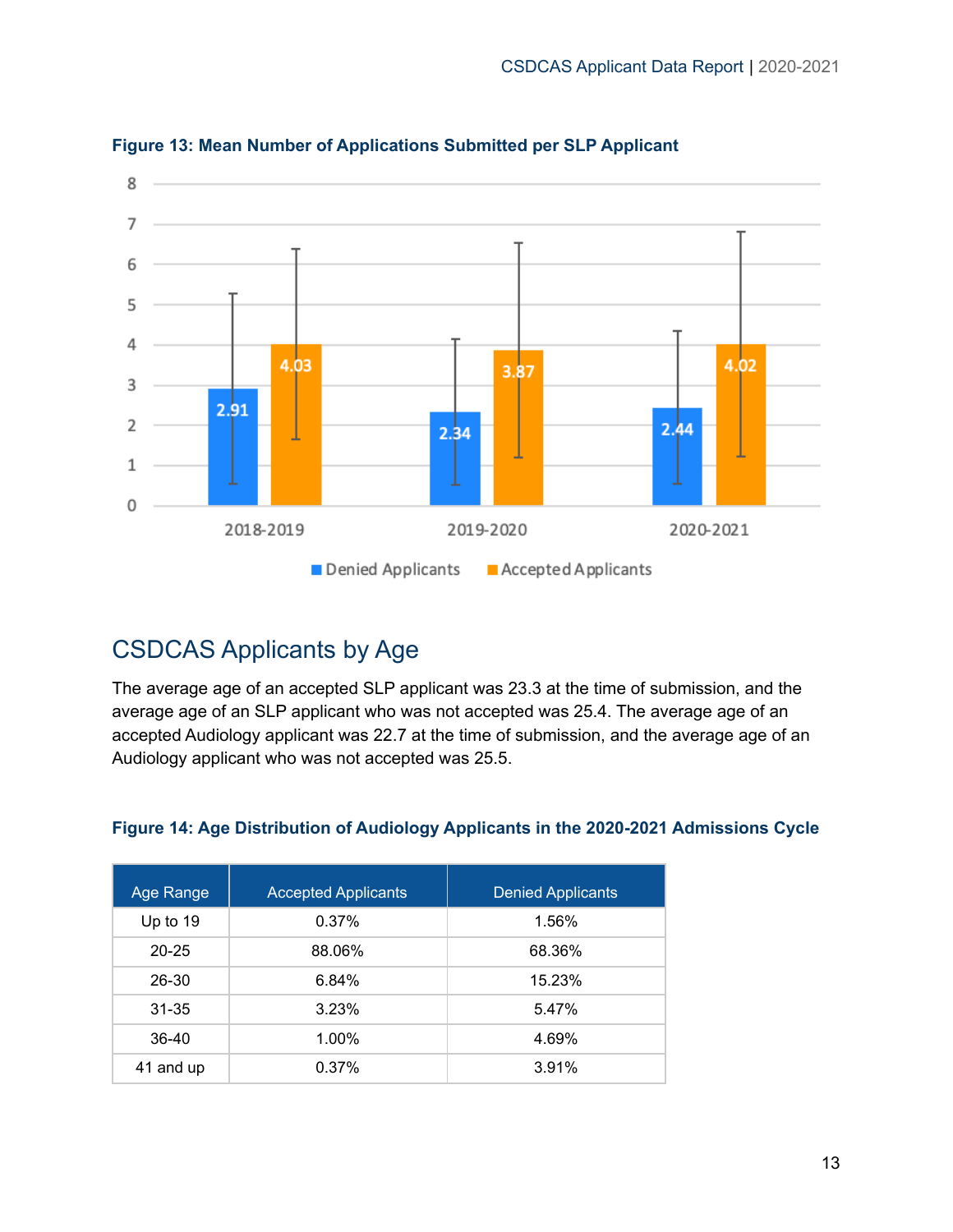**Figure 13: Mean Number of Applications Submitted per SLP Applicant**

| | Denied Applicants | Accepted Applicants |
|---|---|---|
| 2018-2019 | 2.91 | 4.03 |
| 2019-2020 | 2.34 | 3.87 |
| 2020-2021 | 2.44 | 4.02 |

## CSDCAS Applicants by Age

The average age of an accepted SLP applicant was 23.3 at the time of submission, and the average age of an SLP applicant who was not accepted was 25.4. The average age of an accepted Audiology applicant was 22.7 at the time of submission, and the average age of an Audiology applicant who was not accepted was 25.5.

**Figure 14: Age Distribution of Audiology Applicants in the 2020-2021 Admissions Cycle**

| Age Range | Accepted Applicants | Denied Applicants |
|---|---|---|
| Up to 19 | 0.37% | 1.56% |
| 20-25 | 88.06% | 68.36% |
| 26-30 | 6.84% | 15.23% |
| 31-35 | 3.23% | 5.47% |
| 36-40 | 1.00% | 4.69% |
| 41 and up | 0.37% | 3.91% |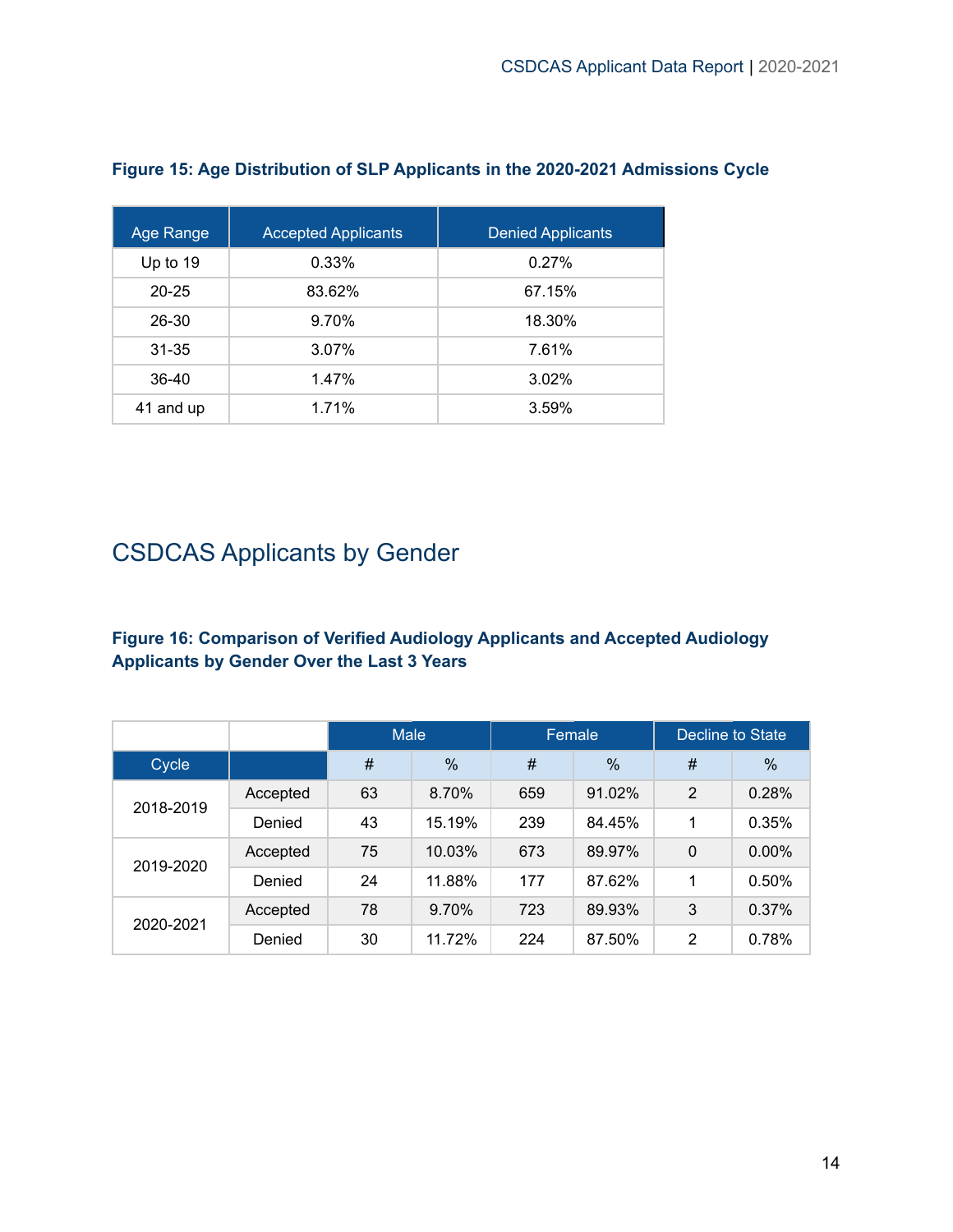**Figure 15: Age Distribution of SLP Applicants in the 2020-2021 Admissions Cycle**

| Age Range | Accepted Applicants | Denied Applicants |
|---|---|---|
| Up to 19 | 0.33% | 0.27% |
| 20-25 | 83.62% | 67.15% |
| 26-30 | 9.70% | 18.30% |
| 31-35 | 3.07% | 7.61% |
| 36-40 | 1.47% | 3.02% |
| 41 and up | 1.71% | 3.59% |

## CSDCAS Applicants by Gender

**Figure 16: Comparison of Verified Audiology Applicants and Accepted Audiology Applicants by Gender Over the Last 3 Years**

| | | Male | | Female | | Decline to State | |
|---|---|---|---|---|---|---|---|
| Cycle | | # | % | # | % | # | % |
| 2018-2019 | Accepted | 63 | 8.70% | 659 | 91.02% | 2 | 0.28% |
| | Denied | 43 | 15.19% | 239 | 84.45% | 1 | 0.35% |
| 2019-2020 | Accepted | 75 | 10.03% | 673 | 89.97% | 0 | 0.00% |
| | Denied | 24 | 11.88% | 177 | 87.62% | 1 | 0.50% |
| 2020-2021 | Accepted | 78 | 9.70% | 723 | 89.93% | 3 | 0.37% |
| | Denied | 30 | 11.72% | 224 | 87.50% | 2 | 0.78% |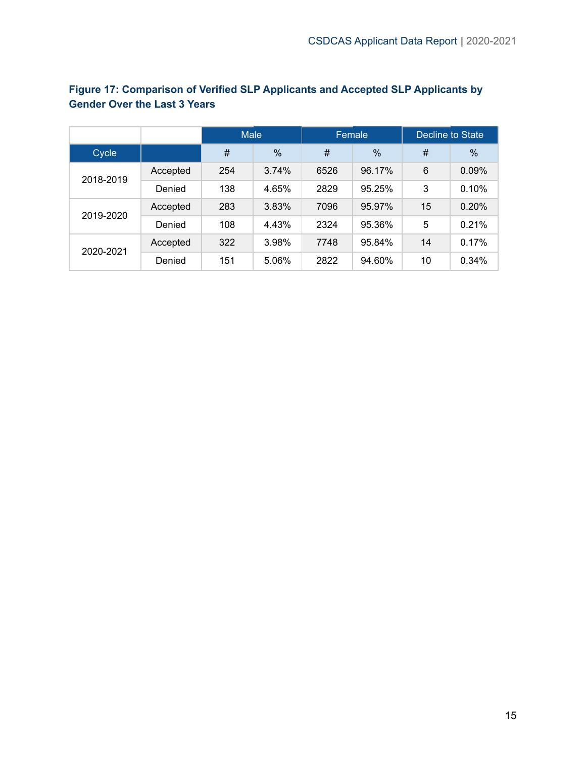**Figure 17: Comparison of Verified SLP Applicants and Accepted SLP Applicants by Gender Over the Last 3 Years**

| | | Male | | Female | | Decline to State | |
|---|---|---|---|---|---|---|---|
| Cycle | | # | % | # | % | # | % |
| 2018-2019 | Accepted | 254 | 3.74% | 6526 | 96.17% | 6 | 0.09% |
| | Denied | 138 | 4.65% | 2829 | 95.25% | 3 | 0.10% |
| 2019-2020 | Accepted | 283 | 3.83% | 7096 | 95.97% | 15 | 0.20% |
| | Denied | 108 | 4.43% | 2324 | 95.36% | 5 | 0.21% |
| 2020-2021 | Accepted | 322 | 3.98% | 7748 | 95.84% | 14 | 0.17% |
| | Denied | 151 | 5.06% | 2822 | 94.60% | 10 | 0.34% |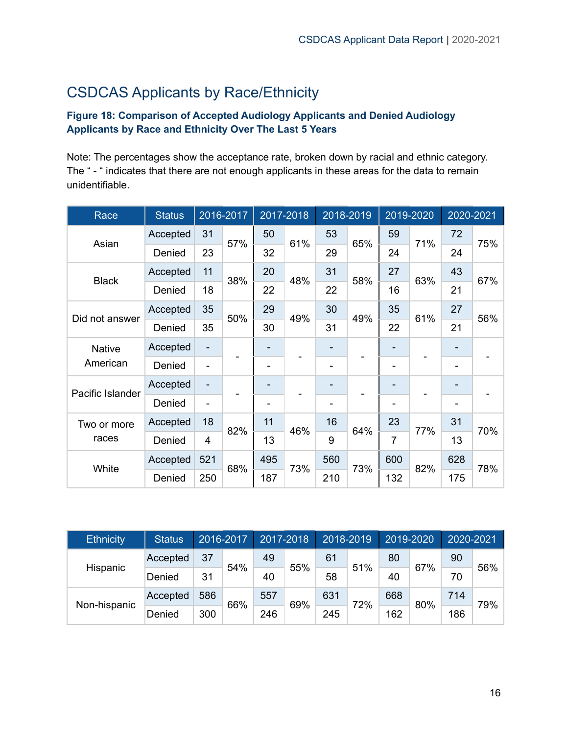# CSDCAS Applicants by Race/Ethnicity

**Figure 18: Comparison of Accepted Audiology Applicants and Denied Audiology Applicants by Race and Ethnicity Over The Last 5 Years**

Note: The percentages show the acceptance rate, broken down by racial and ethnic category. The " - " indicates that there are not enough applicants in these areas for the data to remain unidentifiable.

| Race | Status | 2016-2017 | | 2017-2018 | | 2018-2019 | | 2019-2020 | | 2020-2021 | |
|---|---|---|---|---|---|---|---|---|---|---|---|
| Asian | Accepted | 31 | 57% | 50 | 61% | 53 | 65% | 59 | 71% | 72 | 75% |
| | Denied | 23 | | 32 | | 29 | | 24 | | 24 | |
| Black | Accepted | 11 | 38% | 20 | 48% | 31 | 58% | 27 | 63% | 43 | 67% |
| | Denied | 18 | | 22 | | 22 | | 16 | | 21 | |
| Did not answer | Accepted | 35 | 50% | 29 | 49% | 30 | 49% | 35 | 61% | 27 | 56% |
| | Denied | 35 | | 30 | | 31 | | 22 | | 21 | |
| Native American | Accepted | - | - | - | - | - | - | - | - | - | - |
| | Denied | - | | - | | - | | - | | - | |
| Pacific Islander | Accepted | - | - | - | - | - | - | - | - | - | - |
| | Denied | - | | - | | - | | - | | - | |
| Two or more races | Accepted | 18 | 82% | 11 | 46% | 16 | 64% | 23 | 77% | 31 | 70% |
| | Denied | 4 | | 13 | | 9 | | 7 | | 13 | |
| White | Accepted | 521 | 68% | 495 | 73% | 560 | 73% | 600 | 82% | 628 | 78% |
| | Denied | 250 | | 187 | | 210 | | 132 | | 175 | |

| Ethnicity | Status | 2016-2017 | | 2017-2018 | | 2018-2019 | | 2019-2020 | | 2020-2021 | |
|---|---|---|---|---|---|---|---|---|---|---|---|
| Hispanic | Accepted | 37 | 54% | 49 | 55% | 61 | 51% | 80 | 67% | 90 | 56% |
| | Denied | 31 | | 40 | | 58 | | 40 | | 70 | |
| Non-hispanic | Accepted | 586 | 66% | 557 | 69% | 631 | 72% | 668 | 80% | 714 | 79% |
| | Denied | 300 | | 246 | | 245 | | 162 | | 186 | |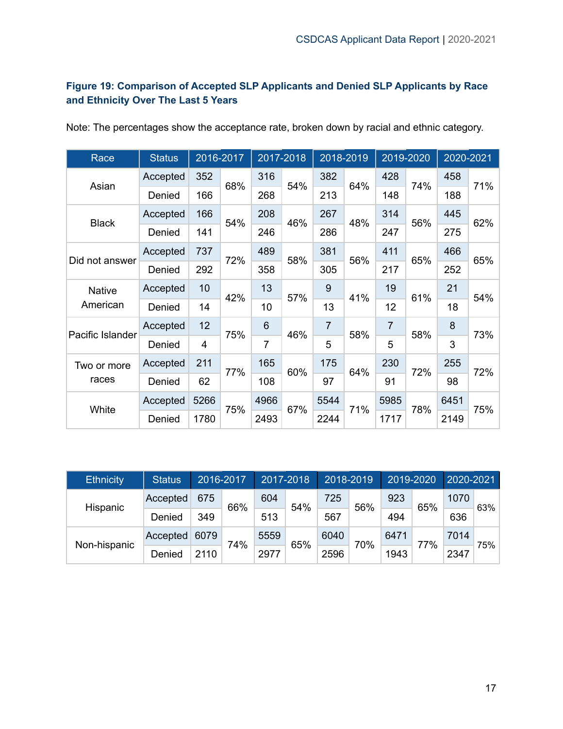**Figure 19: Comparison of Accepted SLP Applicants and Denied SLP Applicants by Race and Ethnicity Over The Last 5 Years**

Note: The percentages show the acceptance rate, broken down by racial and ethnic category.

| Race | Status | 2016-2017 | | 2017-2018 | | 2018-2019 | | 2019-2020 | | 2020-2021 | |
|---|---|---|---|---|---|---|---|---|---|---|---|
| Asian | Accepted | 352 | 68% | 316 | 54% | 382 | 64% | 428 | 74% | 458 | 71% |
| | Denied | 166 | | 268 | | 213 | | 148 | | 188 | |
| Black | Accepted | 166 | 54% | 208 | 46% | 267 | 48% | 314 | 56% | 445 | 62% |
| | Denied | 141 | | 246 | | 286 | | 247 | | 275 | |
| Did not answer | Accepted | 737 | 72% | 489 | 58% | 381 | 56% | 411 | 65% | 466 | 65% |
| | Denied | 292 | | 358 | | 305 | | 217 | | 252 | |
| Native American | Accepted | 10 | 42% | 13 | 57% | 9 | 41% | 19 | 61% | 21 | 54% |
| | Denied | 14 | | 10 | | 13 | | 12 | | 18 | |
| Pacific Islander | Accepted | 12 | 75% | 6 | 46% | 7 | 58% | 7 | 58% | 8 | 73% |
| | Denied | 4 | | 7 | | 5 | | 5 | | 3 | |
| Two or more races | Accepted | 211 | 77% | 165 | 60% | 175 | 64% | 230 | 72% | 255 | 72% |
| | Denied | 62 | | 108 | | 97 | | 91 | | 98 | |
| White | Accepted | 5266 | 75% | 4966 | 67% | 5544 | 71% | 5985 | 78% | 6451 | 75% |
| | Denied | 1780 | | 2493 | | 2244 | | 1717 | | 2149 | |

| Ethnicity | Status | 2016-2017 | | 2017-2018 | | 2018-2019 | | 2019-2020 | | 2020-2021 | |
|---|---|---|---|---|---|---|---|---|---|---|---|
| Hispanic | Accepted | 675 | 66% | 604 | 54% | 725 | 56% | 923 | 65% | 1070 | 63% |
| | Denied | 349 | | 513 | | 567 | | 494 | | 636 | |
| Non-hispanic | Accepted | 6079 | 74% | 5559 | 65% | 6040 | 70% | 6471 | 77% | 7014 | 75% |
| | Denied | 2110 | | 2977 | | 2596 | | 1943 | | 2347 | |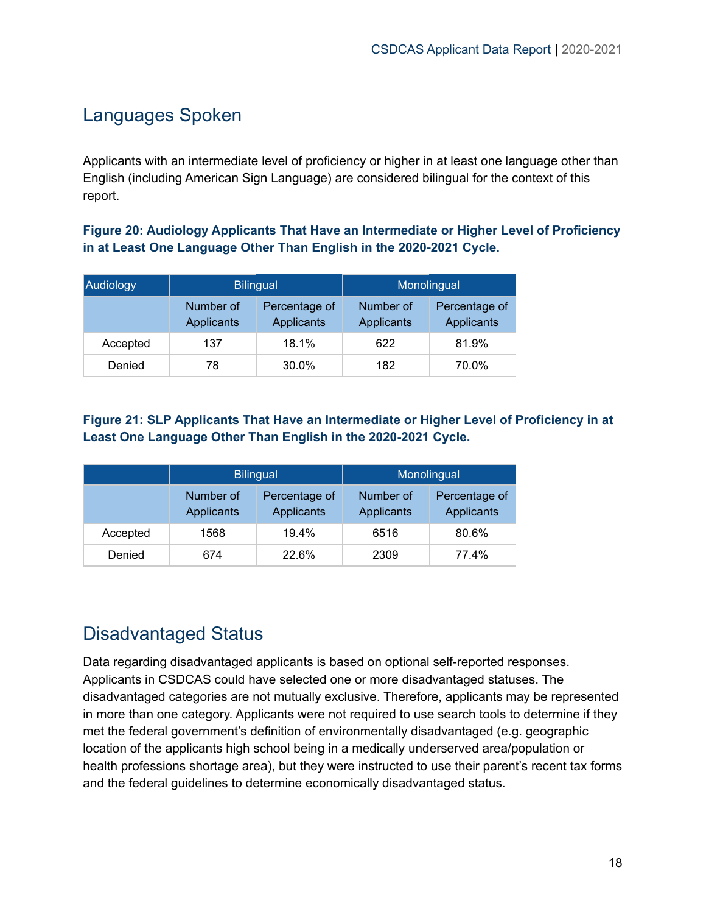## Languages Spoken

Applicants with an intermediate level of proficiency or higher in at least one language other than English (including American Sign Language) are considered bilingual for the context of this report.

**Figure 20: Audiology Applicants That Have an Intermediate or Higher Level of Proficiency in at Least One Language Other Than English in the 2020-2021 Cycle.**

| Audiology | Bilingual | | Monolingual | |
|---|---|---|---|---|
| | Number of Applicants | Percentage of Applicants | Number of Applicants | Percentage of Applicants |
| Accepted | 137 | 18.1% | 622 | 81.9% |
| Denied | 78 | 30.0% | 182 | 70.0% |

**Figure 21: SLP Applicants That Have an Intermediate or Higher Level of Proficiency in at Least One Language Other Than English in the 2020-2021 Cycle.**

| | Bilingual | | Monolingual | |
|---|---|---|---|---|
| | Number of Applicants | Percentage of Applicants | Number of Applicants | Percentage of Applicants |
| Accepted | 1568 | 19.4% | 6516 | 80.6% |
| Denied | 674 | 22.6% | 2309 | 77.4% |

## Disadvantaged Status

Data regarding disadvantaged applicants is based on optional self-reported responses. Applicants in CSDCAS could have selected one or more disadvantaged statuses. The disadvantaged categories are not mutually exclusive. Therefore, applicants may be represented in more than one category. Applicants were not required to use search tools to determine if they met the federal government's definition of environmentally disadvantaged (e.g. geographic location of the applicants high school being in a medically underserved area/population or health professions shortage area), but they were instructed to use their parent's recent tax forms and the federal guidelines to determine economically disadvantaged status.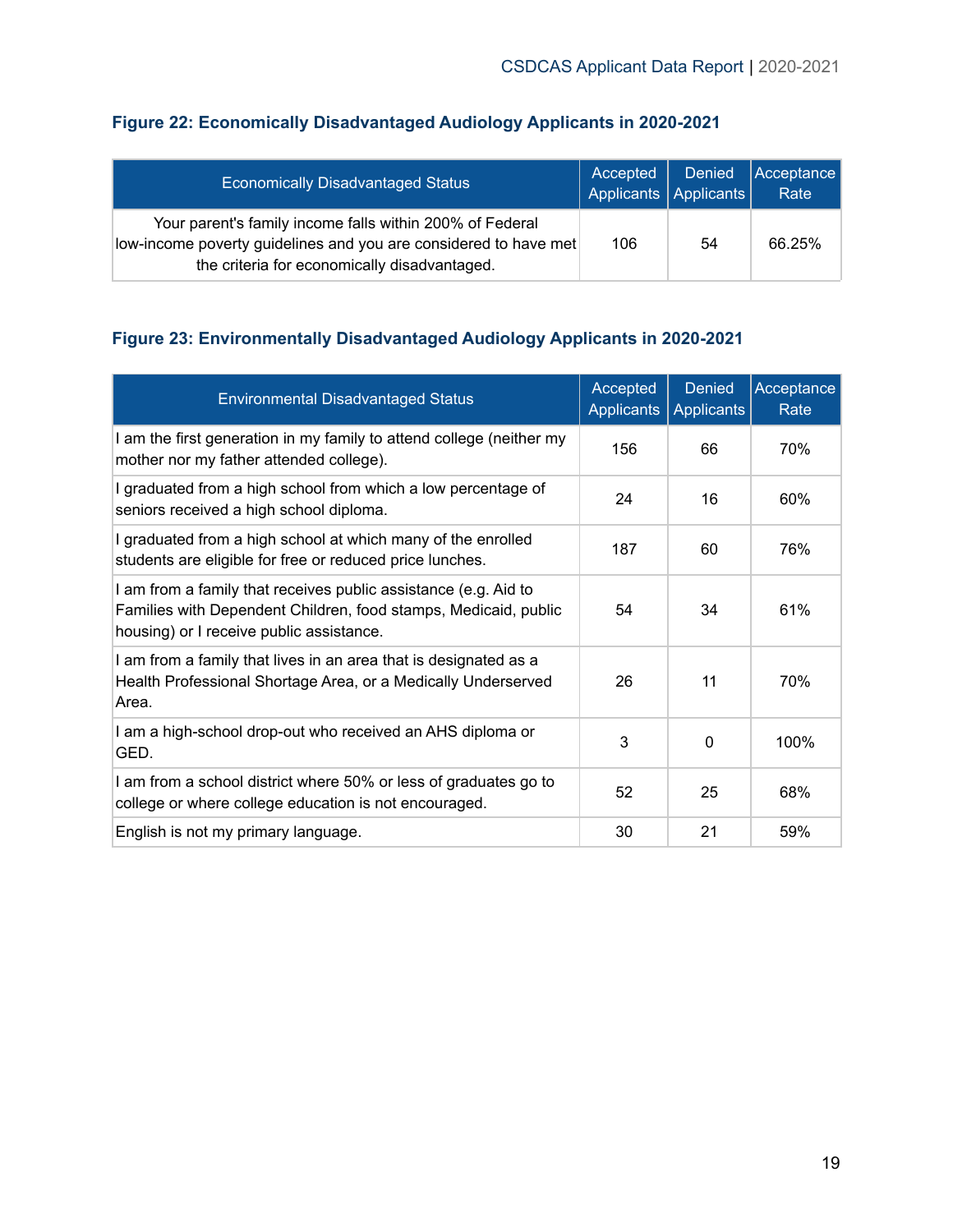#### Figure 22: Economically Disadvantaged Audiology Applicants in 2020-2021

| Economically Disadvantaged Status | Accepted Applicants | Denied Applicants | Acceptance Rate |
|---|---|---|---|
| Your parent's family income falls within 200% of Federal low-income poverty guidelines and you are considered to have met the criteria for economically disadvantaged. | 106 | 54 | 66.25% |

#### Figure 23: Environmentally Disadvantaged Audiology Applicants in 2020-2021

| Environmental Disadvantaged Status | Accepted Applicants | Denied Applicants | Acceptance Rate |
|---|---|---|---|
| I am the first generation in my family to attend college (neither my mother nor my father attended college). | 156 | 66 | 70% |
| I graduated from a high school from which a low percentage of seniors received a high school diploma. | 24 | 16 | 60% |
| I graduated from a high school at which many of the enrolled students are eligible for free or reduced price lunches. | 187 | 60 | 76% |
| I am from a family that receives public assistance (e.g. Aid to Families with Dependent Children, food stamps, Medicaid, public housing) or I receive public assistance. | 54 | 34 | 61% |
| I am from a family that lives in an area that is designated as a Health Professional Shortage Area, or a Medically Underserved Area. | 26 | 11 | 70% |
| I am a high-school drop-out who received an AHS diploma or GED. | 3 | 0 | 100% |
| I am from a school district where 50% or less of graduates go to college or where college education is not encouraged. | 52 | 25 | 68% |
| English is not my primary language. | 30 | 21 | 59% |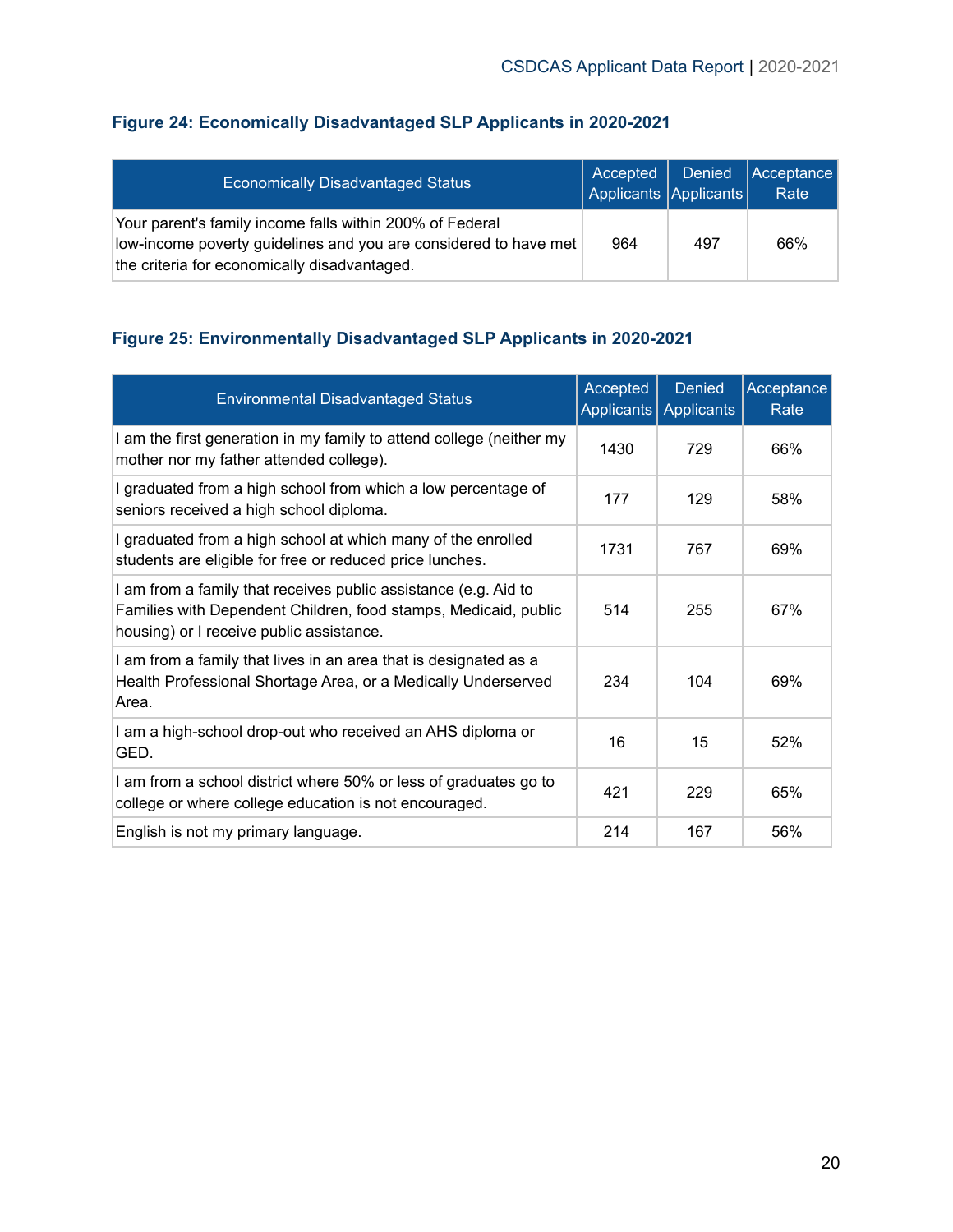### Figure 24: Economically Disadvantaged SLP Applicants in 2020-2021

| Economically Disadvantaged Status | Accepted Applicants | Denied Applicants | Acceptance Rate |
|---|---|---|---|
| Your parent's family income falls within 200% of Federal low-income poverty guidelines and you are considered to have met the criteria for economically disadvantaged. | 964 | 497 | 66% |

### Figure 25: Environmentally Disadvantaged SLP Applicants in 2020-2021

| Environmental Disadvantaged Status | Accepted Applicants | Denied Applicants | Acceptance Rate |
|---|---|---|---|
| I am the first generation in my family to attend college (neither my mother nor my father attended college). | 1430 | 729 | 66% |
| I graduated from a high school from which a low percentage of seniors received a high school diploma. | 177 | 129 | 58% |
| I graduated from a high school at which many of the enrolled students are eligible for free or reduced price lunches. | 1731 | 767 | 69% |
| I am from a family that receives public assistance (e.g. Aid to Families with Dependent Children, food stamps, Medicaid, public housing) or I receive public assistance. | 514 | 255 | 67% |
| I am from a family that lives in an area that is designated as a Health Professional Shortage Area, or a Medically Underserved Area. | 234 | 104 | 69% |
| I am a high-school drop-out who received an AHS diploma or GED. | 16 | 15 | 52% |
| I am from a school district where 50% or less of graduates go to college or where college education is not encouraged. | 421 | 229 | 65% |
| English is not my primary language. | 214 | 167 | 56% |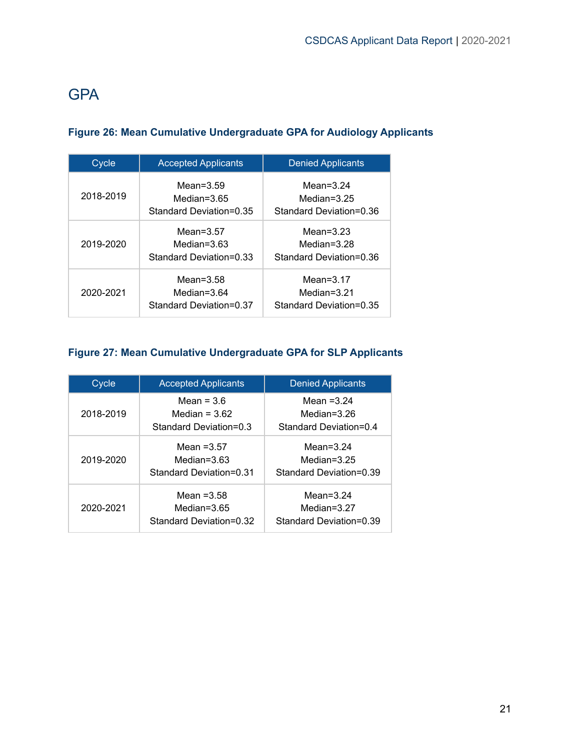# GPA

**Figure 26: Mean Cumulative Undergraduate GPA for Audiology Applicants**

| Cycle | Accepted Applicants | Denied Applicants |
|---|---|---|
| 2018-2019 | Mean=3.59<br>Median=3.65<br>Standard Deviation=0.35 | Mean=3.24<br>Median=3.25<br>Standard Deviation=0.36 |
| 2019-2020 | Mean=3.57<br>Median=3.63<br>Standard Deviation=0.33 | Mean=3.23<br>Median=3.28<br>Standard Deviation=0.36 |
| 2020-2021 | Mean=3.58<br>Median=3.64<br>Standard Deviation=0.37 | Mean=3.17<br>Median=3.21<br>Standard Deviation=0.35 |

**Figure 27: Mean Cumulative Undergraduate GPA for SLP Applicants**

| Cycle | Accepted Applicants | Denied Applicants |
|---|---|---|
| 2018-2019 | Mean = 3.6<br>Median = 3.62<br>Standard Deviation=0.3 | Mean =3.24<br>Median=3.26<br>Standard Deviation=0.4 |
| 2019-2020 | Mean =3.57<br>Median=3.63<br>Standard Deviation=0.31 | Mean=3.24<br>Median=3.25<br>Standard Deviation=0.39 |
| 2020-2021 | Mean =3.58<br>Median=3.65<br>Standard Deviation=0.32 | Mean=3.24<br>Median=3.27<br>Standard Deviation=0.39 |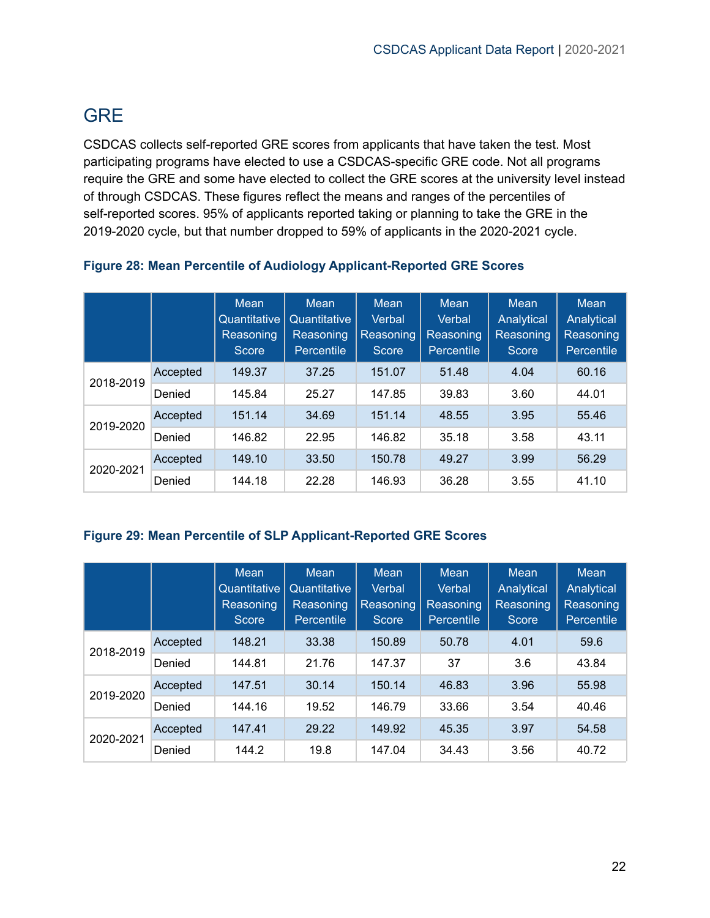## GRE

CSDCAS collects self-reported GRE scores from applicants that have taken the test. Most participating programs have elected to use a CSDCAS-specific GRE code. Not all programs require the GRE and some have elected to collect the GRE scores at the university level instead of through CSDCAS. These figures reflect the means and ranges of the percentiles of self-reported scores. 95% of applicants reported taking or planning to take the GRE in the 2019-2020 cycle, but that number dropped to 59% of applicants in the 2020-2021 cycle.

**Figure 28: Mean Percentile of Audiology Applicant-Reported GRE Scores**

| | | Mean Quantitative Reasoning Score | Mean Quantitative Reasoning Percentile | Mean Verbal Reasoning Score | Mean Verbal Reasoning Percentile | Mean Analytical Reasoning Score | Mean Analytical Reasoning Percentile |
|---|---|---|---|---|---|---|---|
| 2018-2019 | Accepted | 149.37 | 37.25 | 151.07 | 51.48 | 4.04 | 60.16 |
| | Denied | 145.84 | 25.27 | 147.85 | 39.83 | 3.60 | 44.01 |
| 2019-2020 | Accepted | 151.14 | 34.69 | 151.14 | 48.55 | 3.95 | 55.46 |
| | Denied | 146.82 | 22.95 | 146.82 | 35.18 | 3.58 | 43.11 |
| 2020-2021 | Accepted | 149.10 | 33.50 | 150.78 | 49.27 | 3.99 | 56.29 |
| | Denied | 144.18 | 22.28 | 146.93 | 36.28 | 3.55 | 41.10 |

**Figure 29: Mean Percentile of SLP Applicant-Reported GRE Scores**

| | | Mean Quantitative Reasoning Score | Mean Quantitative Reasoning Percentile | Mean Verbal Reasoning Score | Mean Verbal Reasoning Percentile | Mean Analytical Reasoning Score | Mean Analytical Reasoning Percentile |
|---|---|---|---|---|---|---|---|
| 2018-2019 | Accepted | 148.21 | 33.38 | 150.89 | 50.78 | 4.01 | 59.6 |
| | Denied | 144.81 | 21.76 | 147.37 | 37 | 3.6 | 43.84 |
| 2019-2020 | Accepted | 147.51 | 30.14 | 150.14 | 46.83 | 3.96 | 55.98 |
| | Denied | 144.16 | 19.52 | 146.79 | 33.66 | 3.54 | 40.46 |
| 2020-2021 | Accepted | 147.41 | 29.22 | 149.92 | 45.35 | 3.97 | 54.58 |
| | Denied | 144.2 | 19.8 | 147.04 | 34.43 | 3.56 | 40.72 |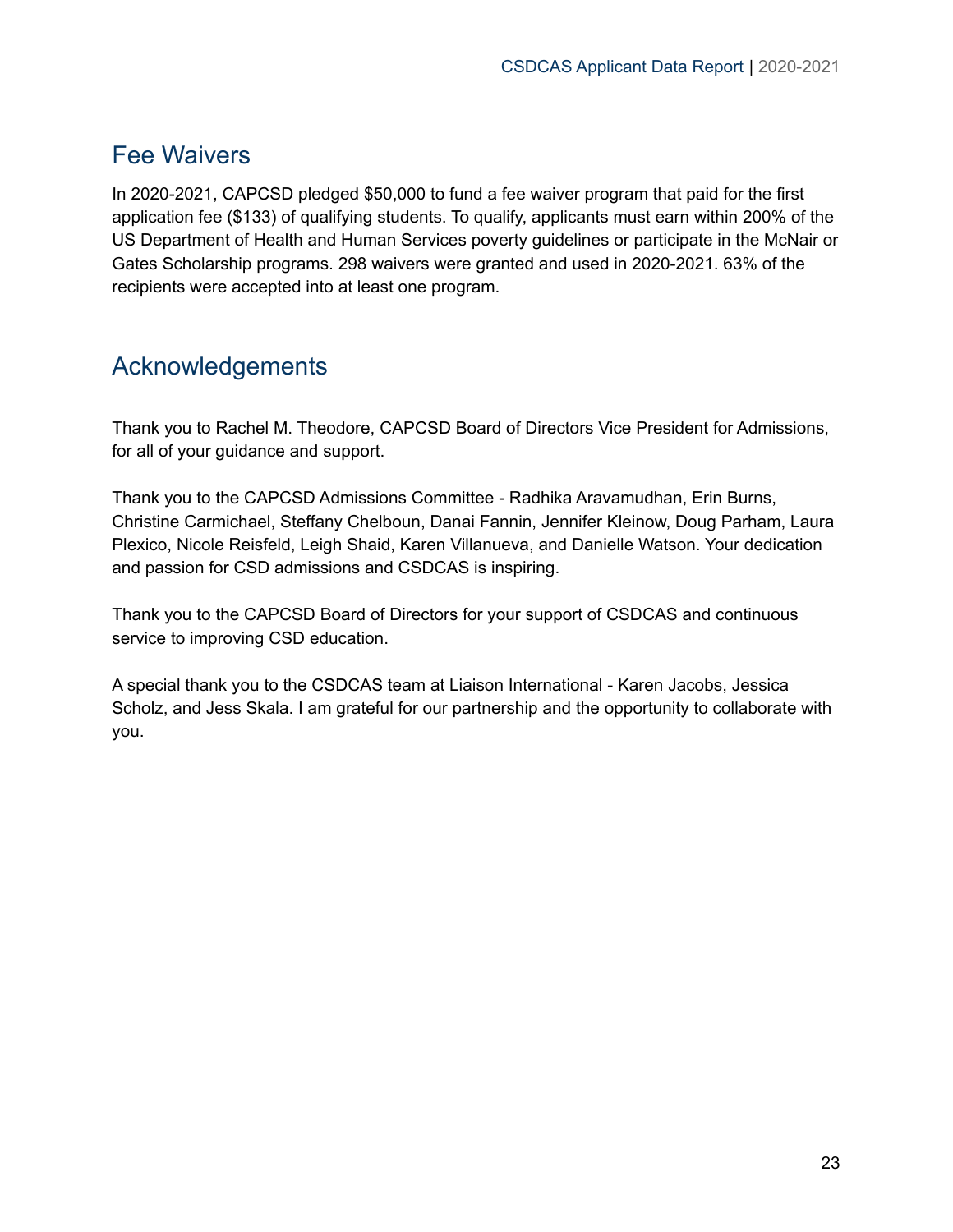## Fee Waivers

In 2020-2021, CAPCSD pledged $50,000 to fund a fee waiver program that paid for the first application fee ($133) of qualifying students. To qualify, applicants must earn within 200% of the US Department of Health and Human Services poverty guidelines or participate in the McNair or Gates Scholarship programs. 298 waivers were granted and used in 2020-2021. 63% of the recipients were accepted into at least one program.

## Acknowledgements

Thank you to Rachel M. Theodore, CAPCSD Board of Directors Vice President for Admissions, for all of your guidance and support.

Thank you to the CAPCSD Admissions Committee - Radhika Aravamudhan, Erin Burns, Christine Carmichael, Steffany Chelboun, Danai Fannin, Jennifer Kleinow, Doug Parham, Laura Plexico, Nicole Reisfeld, Leigh Shaid, Karen Villanueva, and Danielle Watson. Your dedication and passion for CSD admissions and CSDCAS is inspiring.

Thank you to the CAPCSD Board of Directors for your support of CSDCAS and continuous service to improving CSD education.

A special thank you to the CSDCAS team at Liaison International - Karen Jacobs, Jessica Scholz, and Jess Skala. I am grateful for our partnership and the opportunity to collaborate with you.